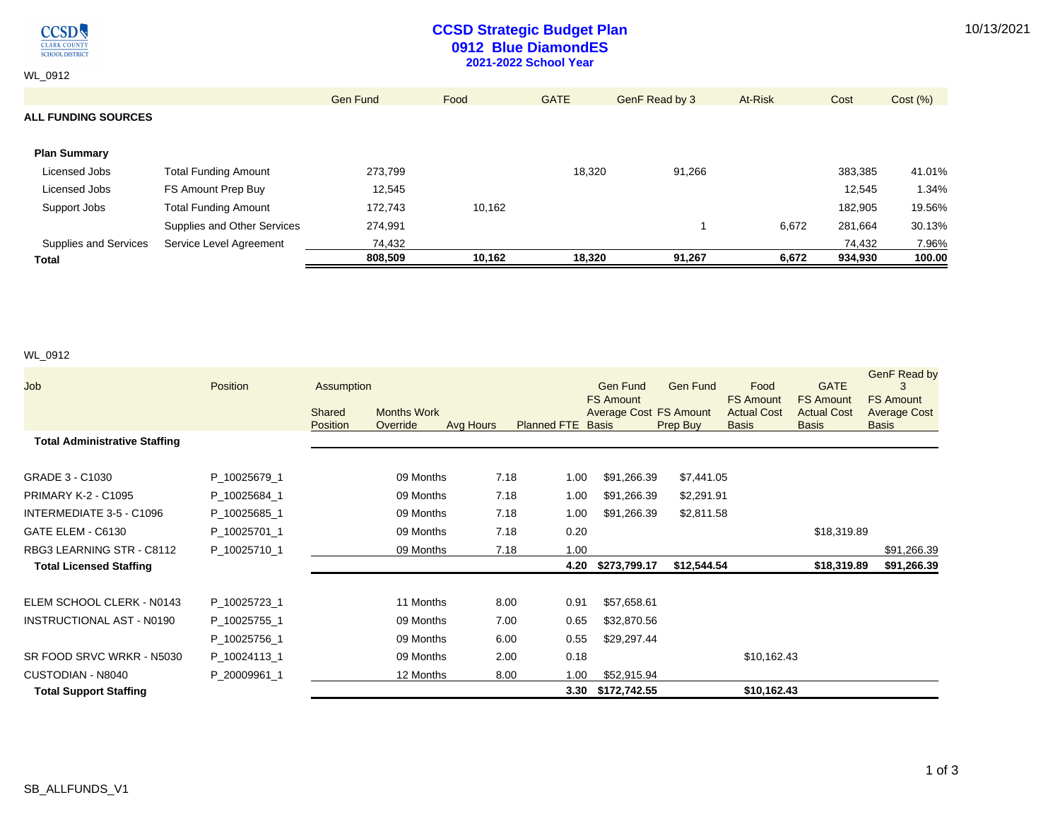WL_0912

# CCSD Strategic Budget Plan

## 0912 Blue DiamondES

### 2021-2022 School Year

10/13/2021

| ALL FUNDING SOURCES | | Gen Fund | Food | GATE | GenF Read by 3 | At-Risk | Cost | Cost (%) |
|---|---|---|---|---|---|---|---|---|
| **Plan Summary** | | | | | | | | |
| Licensed Jobs | Total Funding Amount | 273,799 | | 18,320 | 91,266 | | 383,385 | 41.01% |
| Licensed Jobs | FS Amount Prep Buy | 12,545 | | | | | 12,545 | 1.34% |
| Support Jobs | Total Funding Amount | 172,743 | 10,162 | | | | 182,905 | 19.56% |
| | Supplies and Other Services | 274,991 | | | 1 | 6,672 | 281,664 | 30.13% |
| Supplies and Services | Service Level Agreement | 74,432 | | | | | 74,432 | 7.96% |
| **Total** | | **808,509** | **10,162** | **18,320** | **91,267** | **6,672** | **934,930** | **100.00** |

WL_0912

| Job | Position | Assumption Shared Position | Months Work Override | Avg Hours | Planned FTE | Gen Fund FS Amount Average Cost Basis | Gen Fund FS Amount Prep Buy | Food FS Amount Actual Cost Basis | GATE FS Amount Actual Cost Basis | GenF Read by 3 FS Amount Average Cost Basis |
|---|---|---|---|---|---|---|---|---|---|---|
| **Total Administrative Staffing** | | | | | | | | | | |
| GRADE 3 - C1030 | P_10025679_1 | | 09 Months | 7.18 | 1.00 | $91,266.39 | $7,441.05 | | | |
| PRIMARY K-2 - C1095 | P_10025684_1 | | 09 Months | 7.18 | 1.00 | $91,266.39 | $2,291.91 | | | |
| INTERMEDIATE 3-5 - C1096 | P_10025685_1 | | 09 Months | 7.18 | 1.00 | $91,266.39 | $2,811.58 | | | |
| GATE ELEM - C6130 | P_10025701_1 | | 09 Months | 7.18 | 0.20 | | | | $18,319.89 | |
| RBG3 LEARNING STR - C8112 | P_10025710_1 | | 09 Months | 7.18 | 1.00 | | | | | $91,266.39 |
| **Total Licensed Staffing** | | | | | **4.20** | **$273,799.17** | **$12,544.54** | | **$18,319.89** | **$91,266.39** |
| ELEM SCHOOL CLERK - N0143 | P_10025723_1 | | 11 Months | 8.00 | 0.91 | $57,658.61 | | | | |
| INSTRUCTIONAL AST - N0190 | P_10025755_1 | | 09 Months | 7.00 | 0.65 | $32,870.56 | | | | |
| | P_10025756_1 | | 09 Months | 6.00 | 0.55 | $29,297.44 | | | | |
| SR FOOD SRVC WRKR - N5030 | P_10024113_1 | | 09 Months | 2.00 | 0.18 | | | $10,162.43 | | |
| CUSTODIAN - N8040 | P_20009961_1 | | 12 Months | 8.00 | 1.00 | $52,915.94 | | | | |
| **Total Support Staffing** | | | | | **3.30** | **$172,742.55** | | **$10,162.43** | | |

SB_ALLFUNDS_V1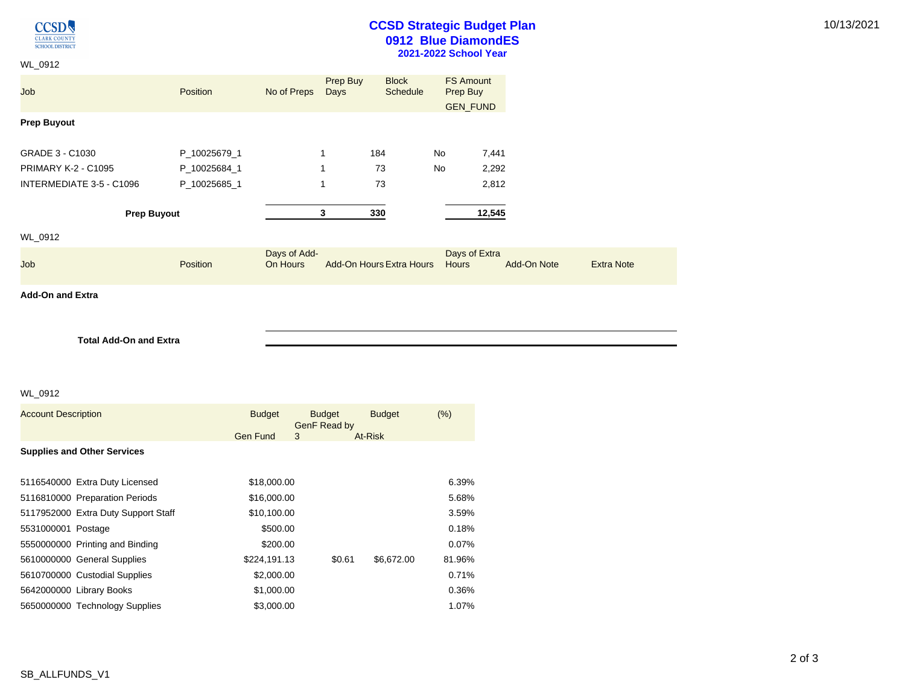# CCSD Strategic Budget Plan
## 0912 Blue DiamondES
### 2021-2022 School Year

10/13/2021

WL_0912

| Job | Position | No of Preps | Prep Buy Days | Block Schedule | FS Amount Prep Buy GEN_FUND |
|---|---|---|---|---|---|
| **Prep Buyout** | | | | | |
| GRADE 3 - C1030 | P_10025679_1 | 1 | 184 | No | 7,441 |
| PRIMARY K-2 - C1095 | P_10025684_1 | 1 | 73 | No | 2,292 |
| INTERMEDIATE 3-5 - C1096 | P_10025685_1 | 1 | 73 | | 2,812 |
| **Prep Buyout** | | **3** | **330** | | **12,545** |

WL_0912

| Job | Position | Days of Add-On Hours | Add-On Hours | Extra Hours | Days of Extra Hours | Add-On Note | Extra Note |
|---|---|---|---|---|---|---|---|
| **Add-On and Extra** | | | | | | | |
| **Total Add-On and Extra** | | | | | | | |

WL_0912

| Account Description | Budget Gen Fund | Budget GenF Read by 3 | Budget At-Risk | (%) |
|---|---|---|---|---|
| **Supplies and Other Services** | | | | |
| 5116540000 Extra Duty Licensed | $18,000.00 | | | 6.39% |
| 5116810000 Preparation Periods | $16,000.00 | | | 5.68% |
| 5117952000 Extra Duty Support Staff | $10,100.00 | | | 3.59% |
| 5531000001 Postage | $500.00 | | | 0.18% |
| 5550000000 Printing and Binding | $200.00 | | | 0.07% |
| 5610000000 General Supplies | $224,191.13 | $0.61 | $6,672.00 | 81.96% |
| 5610700000 Custodial Supplies | $2,000.00 | | | 0.71% |
| 5642000000 Library Books | $1,000.00 | | | 0.36% |
| 5650000000 Technology Supplies | $3,000.00 | | | 1.07% |

SB_ALLFUNDS_V1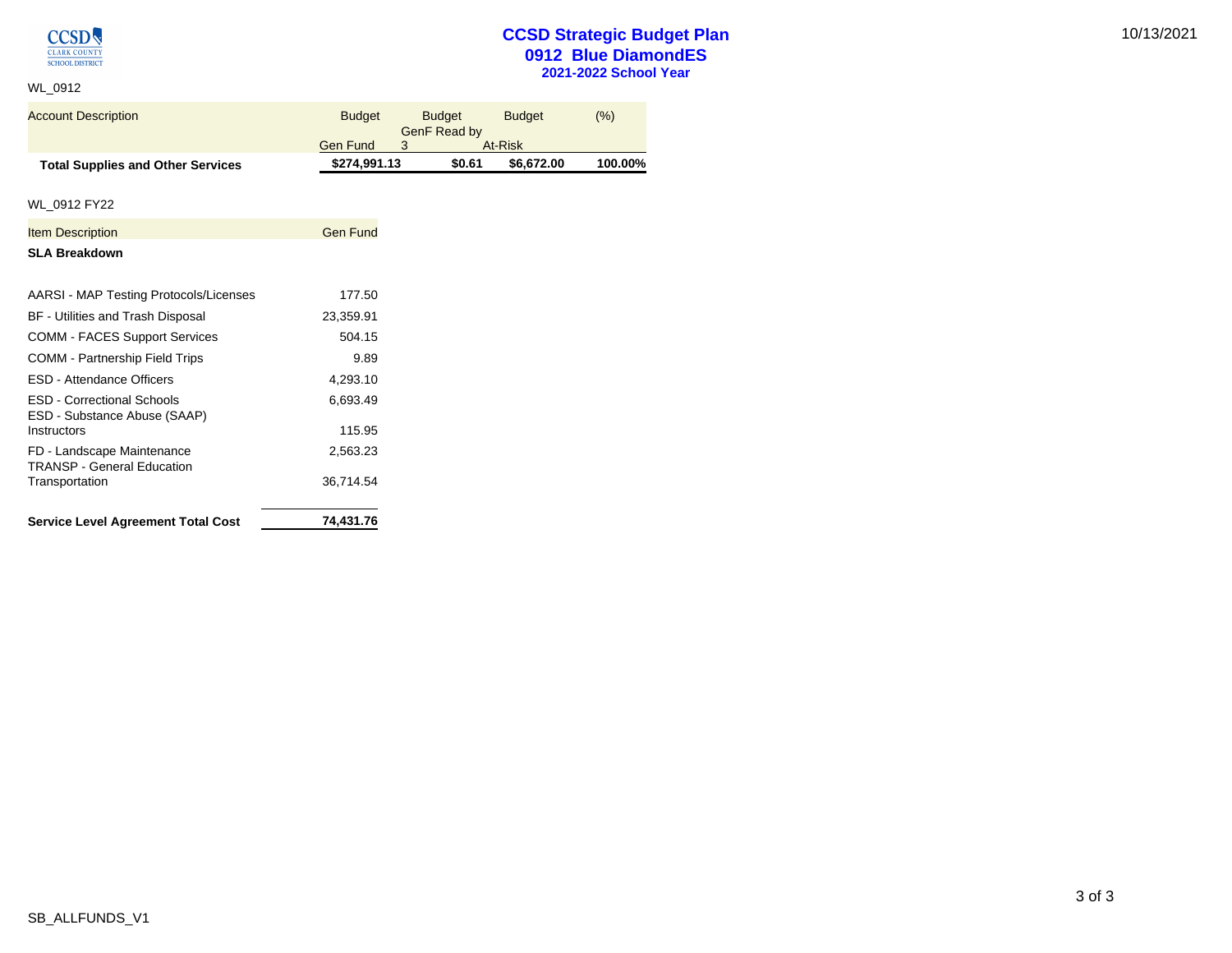# CCSD Strategic Budget Plan

## 0912 Blue DiamondES

### 2021-2022 School Year

10/13/2021

WL_0912

| Account Description | Budget Gen Fund | Budget GenF Read by 3 | Budget At-Risk | (%) |
|---|---|---|---|---|
| **Total Supplies and Other Services** | **$274,991.13** | **$0.61** | **$6,672.00** | **100.00%** |

WL_0912 FY22

| Item Description | Gen Fund |
|---|---|
| **SLA Breakdown** | |
| AARSI - MAP Testing Protocols/Licenses | 177.50 |
| BF - Utilities and Trash Disposal | 23,359.91 |
| COMM - FACES Support Services | 504.15 |
| COMM - Partnership Field Trips | 9.89 |
| ESD - Attendance Officers | 4,293.10 |
| ESD - Correctional Schools | 6,693.49 |
| ESD - Substance Abuse (SAAP) Instructors | 115.95 |
| FD - Landscape Maintenance | 2,563.23 |
| TRANSP - General Education Transportation | 36,714.54 |
| **Service Level Agreement Total Cost** | **74,431.76** |

SB_ALLFUNDS_V1